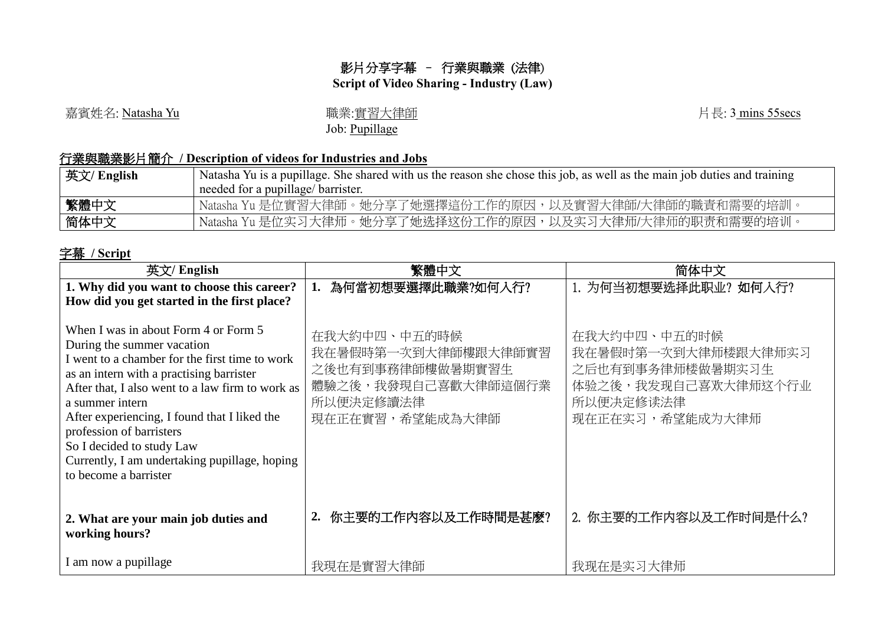# 影片分享字幕 – 行業與職業 (法律)
## Script of Video Sharing - Industry (Law)

嘉賓姓名: Natasha Yu

職業:實習大律師
Job: Pupillage

片長: 3 mins 55secs

### 行業與職業影片簡介 / Description of videos for Industries and Jobs

| | |
|---|---|
| 英文/ English | Natasha Yu is a pupillage. She shared with us the reason she chose this job, as well as the main job duties and training needed for a pupillage/ barrister. |
| 繁體中文 | Natasha Yu 是位實習大律師。她分享了她選擇這份工作的原因，以及實習大律師/大律師的職責和需要的培訓。 |
| 简体中文 | Natasha Yu 是位实习大律师。她分享了她选择这份工作的原因，以及实习大律师/大律师的职责和需要的培训。 |

### 字幕 / Script

| 英文/ English | 繁體中文 | 简体中文 |
|---|---|---|
| **1. Why did you want to choose this career? How did you get started in the first place?** | **1. 為何當初想要選擇此職業?如何入行?** | 1. 为何当初想要选择此职业? 如何入行? |
| When I was in about Form 4 or Form 5<br>During the summer vacation<br>I went to a chamber for the first time to work as an intern with a practising barrister<br>After that, I also went to a law firm to work as a summer intern<br>After experiencing, I found that I liked the profession of barristers<br>So I decided to study Law<br>Currently, I am undertaking pupillage, hoping to become a barrister | 在我大約中四、中五的時候<br>我在暑假時第一次到大律師樓跟大律師實習<br>之後也有到事務律師樓做暑期實習生<br>體驗之後，我發現自己喜歡大律師這個行業<br>所以便決定修讀法律<br>現在正在實習，希望能成為大律師 | 在我大约中四、中五的时候<br>我在暑假时第一次到大律师楼跟大律师实习<br>之后也有到事务律师楼做暑期实习生<br>体验之後，我发现自己喜欢大律师这个行业<br>所以便决定修读法律<br>现在正在实习，希望能成为大律师 |
| **2. What are your main job duties and working hours?** | **2. 你主要的工作內容以及工作時間是甚麼?** | 2. 你主要的工作内容以及工作时间是什么? |
| I am now a pupillage | 我現在是實習大律師 | 我现在是实习大律师 |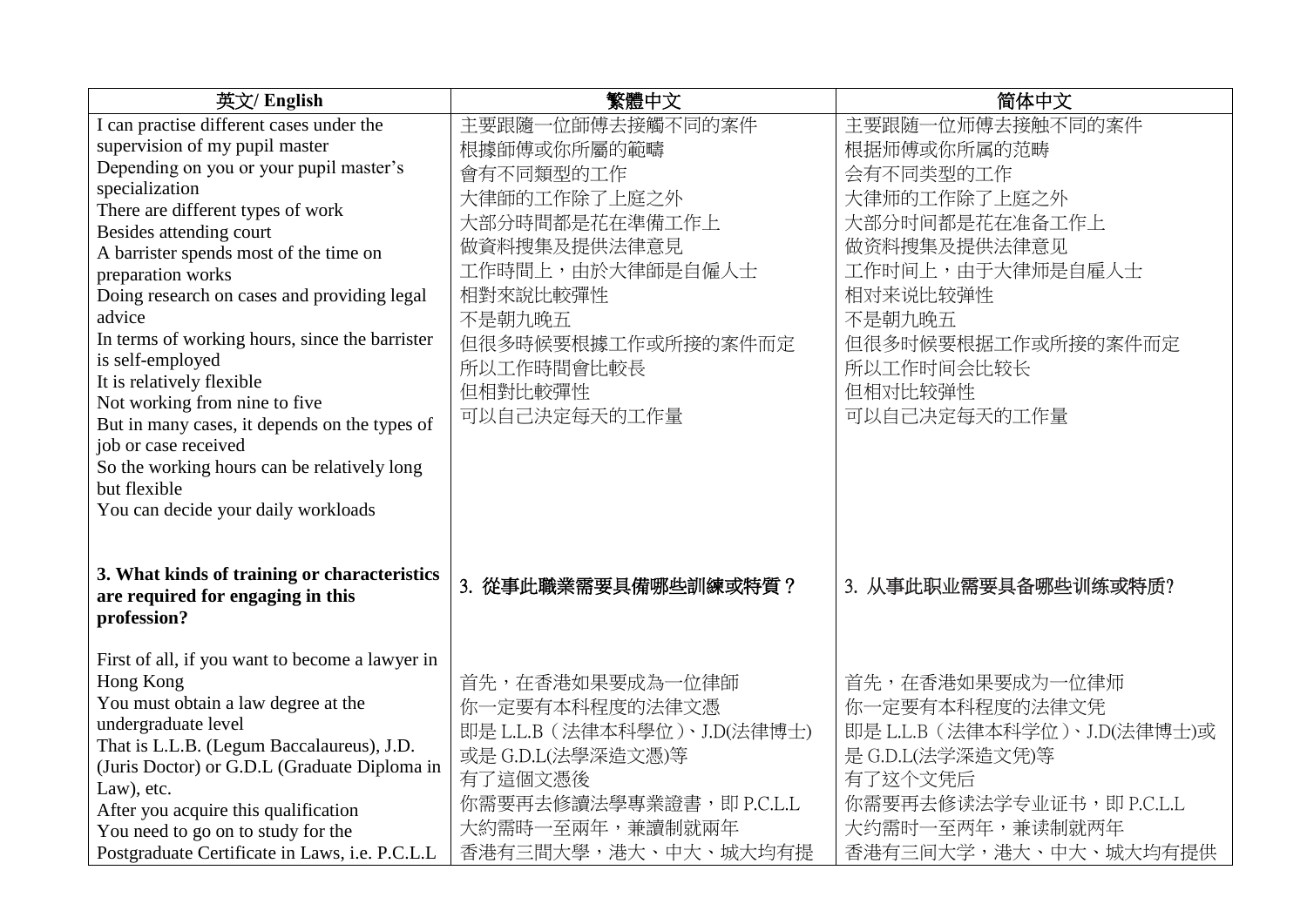| 英文/ English | 繁體中文 | 简体中文 |
|---|---|---|
| I can practise different cases under the supervision of my pupil master<br>Depending on you or your pupil master's specialization<br>There are different types of work<br>Besides attending court<br>A barrister spends most of the time on preparation works<br>Doing research on cases and providing legal advice<br>In terms of working hours, since the barrister is self-employed<br>It is relatively flexible<br>Not working from nine to five<br>But in many cases, it depends on the types of job or case received<br>So the working hours can be relatively long but flexible<br>You can decide your daily workloads | 主要跟隨一位師傅去接觸不同的案件<br>根據師傅或你所屬的範疇<br>會有不同類型的工作<br>大律師的工作除了上庭之外<br>大部分時間都是花在準備工作上<br>做資料搜集及提供法律意見<br>工作時間上，由於大律師是自僱人士<br>相對來說比較彈性<br>不是朝九晚五<br>但很多時候要根據工作或所接的案件而定<br>所以工作時間會比較長<br>但相對比較彈性<br>可以自己決定每天的工作量 | 主要跟随一位师傅去接触不同的案件<br>根据师傅或你所属的范畴<br>会有不同类型的工作<br>大律师的工作除了上庭之外<br>大部分时间都是花在准备工作上<br>做资料搜集及提供法律意见<br>工作时间上，由于大律师是自雇人士<br>相对来说比较弹性<br>不是朝九晚五<br>但很多时候要根据工作或所接的案件而定<br>所以工作时间会比较长<br>但相对比较弹性<br>可以自己决定每天的工作量 |
| **3. What kinds of training or characteristics are required for engaging in this profession?** | **3. 從事此職業需要具備哪些訓練或特質？** | 3. 从事此职业需要具备哪些训练或特质? |
| First of all, if you want to become a lawyer in Hong Kong<br>You must obtain a law degree at the undergraduate level<br>That is L.L.B. (Legum Baccalaureus), J.D. (Juris Doctor) or G.D.L (Graduate Diploma in Law), etc.<br>After you acquire this qualification<br>You need to go on to study for the Postgraduate Certificate in Laws, i.e. P.C.L.L | 首先，在香港如果要成為一位律師<br>你一定要有本科程度的法律文憑<br>即是 L.L.B（法律本科學位）、J.D(法律博士) 或是 G.D.L(法學深造文憑)等<br>有了這個文憑後<br>你需要再去修讀法學專業證書，即 P.C.L.L<br>大約需時一至兩年，兼讀制就兩年<br>香港有三間大學，港大、中大、城大均有提 | 首先，在香港如果要成为一位律师<br>你一定要有本科程度的法律文凭<br>即是 L.L.B（法律本科学位）、J.D(法律博士)或是 G.D.L(法学深造文凭)等<br>有了这个文凭后<br>你需要再去修读法学专业证书，即 P.C.L.L<br>大约需时一至两年，兼读制就两年<br>香港有三间大学，港大、中大、城大均有提供 |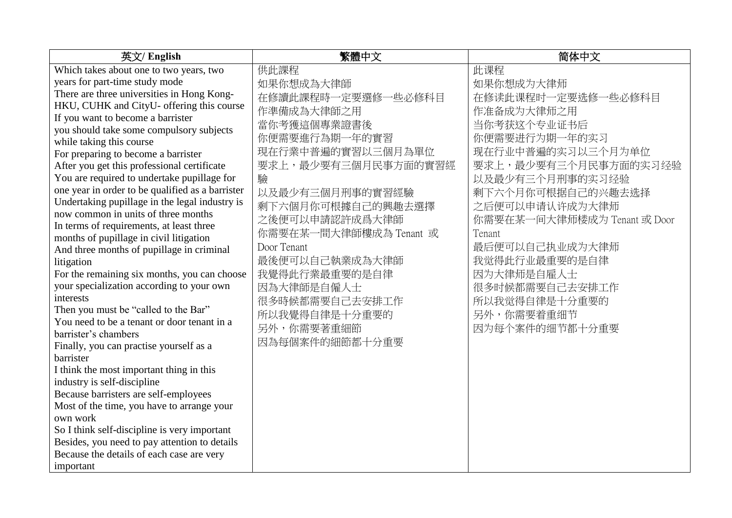| 英文/ English | 繁體中文 | 简体中文 |
|---|---|---|
| Which takes about one to two years, two years for part-time study mode<br>There are three universities in Hong Kong- HKU, CUHK and CityU- offering this course<br>If you want to become a barrister<br>you should take some compulsory subjects while taking this course<br>For preparing to become a barrister<br>After you get this professional certificate<br>You are required to undertake pupillage for one year in order to be qualified as a barrister<br>Undertaking pupillage in the legal industry is now common in units of three months<br>In terms of requirements, at least three months of pupillage in civil litigation<br>And three months of pupillage in criminal litigation<br>For the remaining six months, you can choose your specialization according to your own interests<br>Then you must be "called to the Bar"<br>You need to be a tenant or door tenant in a barrister's chambers<br>Finally, you can practise yourself as a barrister<br>I think the most important thing in this industry is self-discipline<br>Because barristers are self-employees<br>Most of the time, you have to arrange your own work<br>So I think self-discipline is very important<br>Besides, you need to pay attention to details<br>Because the details of each case are very important | 供此課程<br>如果你想成為大律師<br>在修讀此課程時一定要選修一些必修科目<br>作準備成為大律師之用<br>當你考獲這個專業證書後<br>你便需要進行為期一年的實習<br>現在行業中普遍的實習以三個月為單位<br>要求上，最少要有三個月民事方面的實習經驗<br>以及最少有三個月刑事的實習經驗<br>剩下六個月你可根據自己的興趣去選擇<br>之後便可以申請認許成爲大律師<br>你需要在某一間大律師樓成為 Tenant 或 Door Tenant<br>最後便可以自己執業成為大律師<br>我覺得此行業最重要的是自律<br>因為大律師是自僱人士<br>很多時候都需要自己去安排工作<br>所以我覺得自律是十分重要的<br>另外，你需要著重細節<br>因為每個案件的細節都十分重要 | 此课程<br>如果你想成为大律师<br>在修读此课程时一定要选修一些必修科目<br>作准备成为大律师之用<br>当你考获这个专业证书后<br>你便需要进行为期一年的实习<br>现在行业中普遍的实习以三个月为单位<br>要求上，最少要有三个月民事方面的实习经验<br>以及最少有三个月刑事的实习经验<br>剩下六个月你可根据自己的兴趣去选择<br>之后便可以申请认许成为大律师<br>你需要在某一间大律师楼成为 Tenant 或 Door Tenant<br>最后便可以自己执业成为大律师<br>我觉得此行业最重要的是自律<br>因为大律师是自雇人士<br>很多时候都需要自己去安排工作<br>所以我觉得自律是十分重要的<br>另外，你需要着重细节<br>因为每个案件的细节都十分重要 |